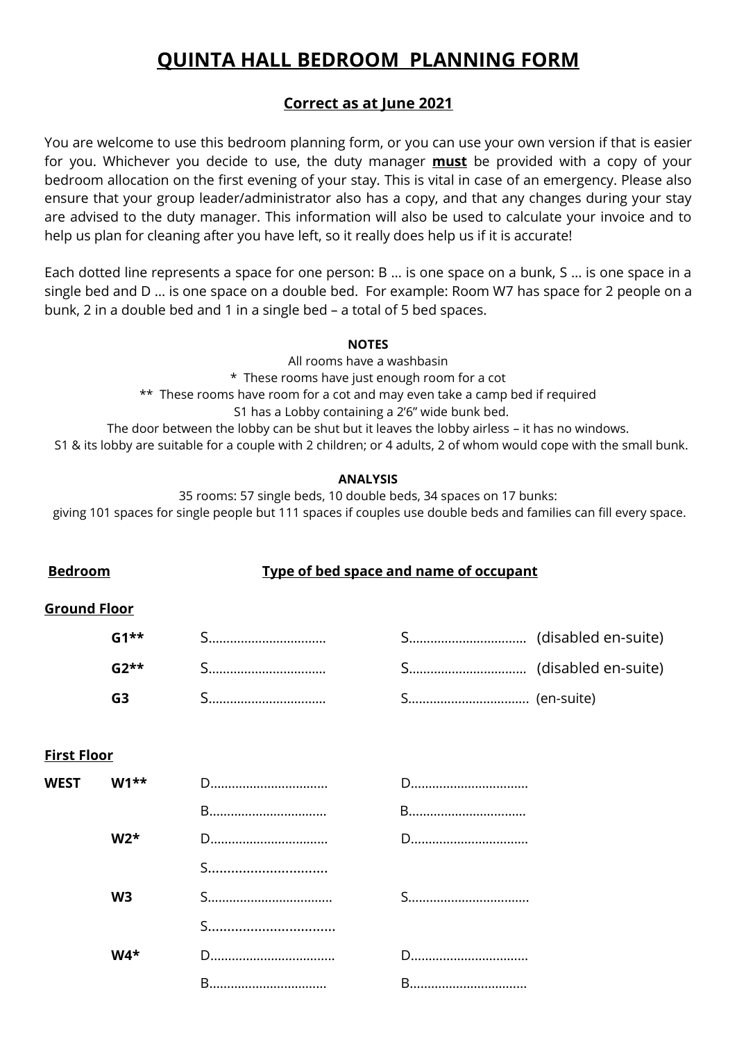# QUINTA HALL BEDROOM PLANNING FORM

## Correct as at June 2021

You are welcome to use this bedroom planning form, or you can use your own version if that is easier for you. Whichever you decide to use, the duty manager **must** be provided with a copy of your bedroom allocation on the first evening of your stay. This is vital in case of an emergency. Please also ensure that your group leader/administrator also has a copy, and that any changes during your stay are advised to the duty manager. This information will also be used to calculate your invoice and to help us plan for cleaning after you have left, so it really does help us if it is accurate!

Each dotted line represents a space for one person: B … is one space on a bunk, S … is one space in a single bed and D … is one space on a double bed. For example: Room W7 has space for 2 people on a bunk, 2 in a double bed and 1 in a single bed – a total of 5 bed spaces.

**NOTES**

All rooms have a washbasin

\* These rooms have just enough room for a cot

\*\* These rooms have room for a cot and may even take a camp bed if required

S1 has a Lobby containing a 2'6" wide bunk bed.

The door between the lobby can be shut but it leaves the lobby airless – it has no windows.

S1 & its lobby are suitable for a couple with 2 children; or 4 adults, 2 of whom would cope with the small bunk.

**ANALYSIS**

35 rooms: 57 single beds, 10 double beds, 34 spaces on 17 bunks:

giving 101 spaces for single people but 111 spaces if couples use double beds and families can fill every space.

| Bedroom | | Type of bed space and name of occupant | | |
|---|---|---|---|---|
| **Ground Floor** | | | | |
| | **G1\*\*** | S…………………………… | S…………………………… | (disabled en-suite) |
| | **G2\*\*** | S…………………………… | S…………………………… | (disabled en-suite) |
| | **G3** | S…………………………… | S…………………………… | (en-suite) |
| **First Floor** | | | | |
| **WEST** | **W1\*\*** | D…………………………… | D…………………………… | |
| | | B…………………………… | B…………………………… | |
| | **W2\*** | D…………………………… | D…………………………… | |
| | | S…………………………… | | |
| | **W3** | S…………………………… | S…………………………… | |
| | | S…………………………… | | |
| | **W4\*** | D…………………………… | D…………………………… | |
| | | B…………………………… | B…………………………… | |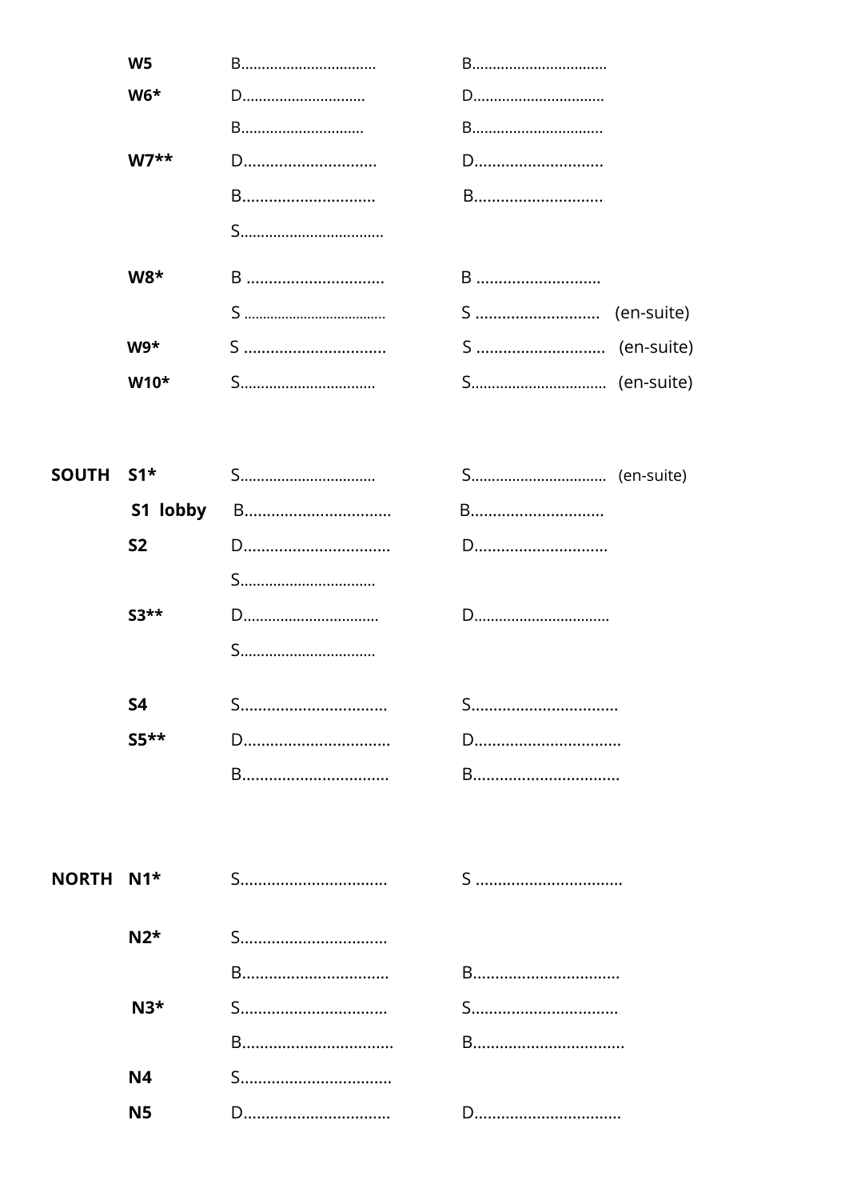| | | | | |
|---|---|---|---|---|
| | W5 | B................................ | B................................ | |
| | W6* | D.............................. | D................................ | |
| | | B.............................. | B................................ | |
| | W7** | D.............................. | D............................ | |
| | | B.............................. | B............................ | |
| | | S.................................. | | |
| | W8* | B .............................. | B ............................ | |
| | | S .................................. | S ............................ | (en-suite) |
| | W9* | S ................................ | S ............................ | (en-suite) |
| | W10* | S................................ | S................................ | (en-suite) |
| SOUTH | S1* | S................................ | S................................ | (en-suite) |
| | S1 lobby | B................................ | B.............................. | |
| | S2 | D................................ | D.............................. | |
| | | S................................ | | |
| | S3** | D................................ | D................................ | |
| | | S................................ | | |
| | S4 | S................................ | S................................ | |
| | S5** | D................................ | D................................ | |
| | | B................................ | B................................ | |
| NORTH | N1* | S................................ | S ................................ | |
| | N2* | S................................ | | |
| | | B................................ | B................................ | |
| | N3* | S................................ | S................................ | |
| | | B................................. | B................................. | |
| | N4 | S................................. | | |
| | N5 | D................................ | D................................ | |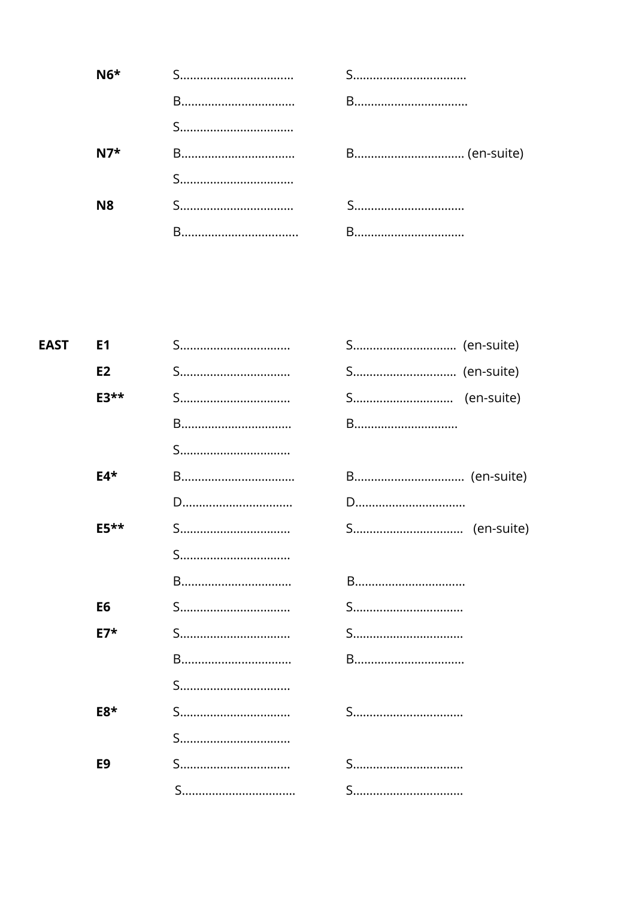| | | | |
|---|---|---|---|
| | N6* | S................................ | S................................ |
| | | B................................ | B................................ |
| | | S................................ | |
| | N7* | B................................ | B................................ (en-suite) |
| | | S................................ | |
| | N8 | S................................ | S................................ |
| | | B................................ | B................................ |

| | | | |
|---|---|---|---|
| EAST | E1 | S................................ | S................................ (en-suite) |
| | E2 | S................................ | S................................ (en-suite) |
| | E3** | S................................ | S................................ (en-suite) |
| | | B................................ | B................................ |
| | | S................................ | |
| | E4* | B................................ | B................................ (en-suite) |
| | | D................................ | D................................ |
| | E5** | S................................ | S................................ (en-suite) |
| | | S................................ | |
| | | B................................ | B................................ |
| | E6 | S................................ | S................................ |
| | E7* | S................................ | S................................ |
| | | B................................ | B................................ |
| | | S................................ | |
| | E8* | S................................ | S................................ |
| | | S................................ | |
| | E9 | S................................ | S................................ |
| | | S................................ | S................................ |